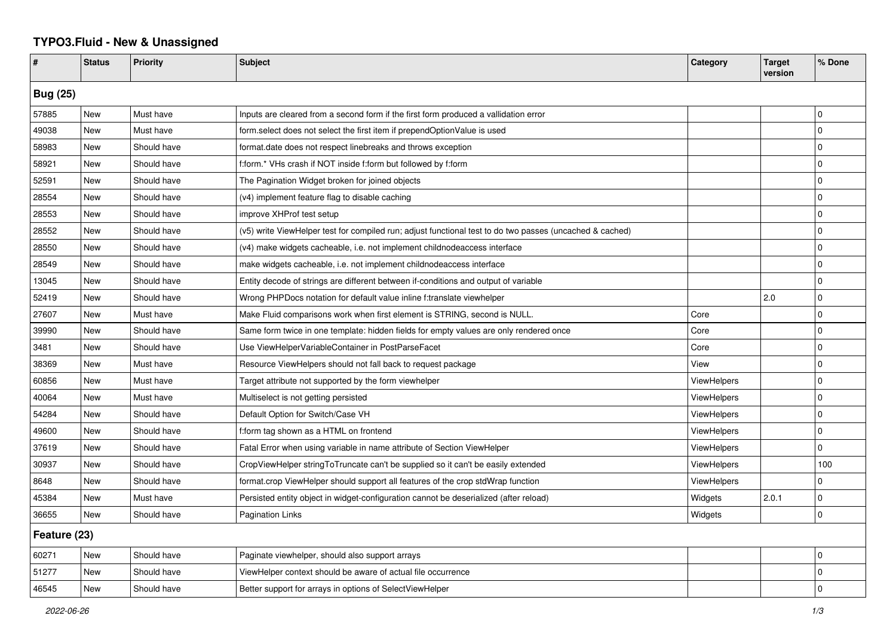# TYPO3.Fluid - New & Unassigned

| # | Status | Priority | Subject | Category | Target version | % Done |
|---|---|---|---|---|---|---|
| **Bug (25)** | | | | | | |
| 57885 | New | Must have | Inputs are cleared from a second form if the first form produced a vallidation error | | | 0 |
| 49038 | New | Must have | form.select does not select the first item if prependOptionValue is used | | | 0 |
| 58983 | New | Should have | format.date does not respect linebreaks and throws exception | | | 0 |
| 58921 | New | Should have | f:form.* VHs crash if NOT inside f:form but followed by f:form | | | 0 |
| 52591 | New | Should have | The Pagination Widget broken for joined objects | | | 0 |
| 28554 | New | Should have | (v4) implement feature flag to disable caching | | | 0 |
| 28553 | New | Should have | improve XHProf test setup | | | 0 |
| 28552 | New | Should have | (v5) write ViewHelper test for compiled run; adjust functional test to do two passes (uncached & cached) | | | 0 |
| 28550 | New | Should have | (v4) make widgets cacheable, i.e. not implement childnodeaccess interface | | | 0 |
| 28549 | New | Should have | make widgets cacheable, i.e. not implement childnodeaccess interface | | | 0 |
| 13045 | New | Should have | Entity decode of strings are different between if-conditions and output of variable | | | 0 |
| 52419 | New | Should have | Wrong PHPDocs notation for default value inline f:translate viewhelper | | 2.0 | 0 |
| 27607 | New | Must have | Make Fluid comparisons work when first element is STRING, second is NULL. | Core | | 0 |
| 39990 | New | Should have | Same form twice in one template: hidden fields for empty values are only rendered once | Core | | 0 |
| 3481 | New | Should have | Use ViewHelperVariableContainer in PostParseFacet | Core | | 0 |
| 38369 | New | Must have | Resource ViewHelpers should not fall back to request package | View | | 0 |
| 60856 | New | Must have | Target attribute not supported by the form viewhelper | ViewHelpers | | 0 |
| 40064 | New | Must have | Multiselect is not getting persisted | ViewHelpers | | 0 |
| 54284 | New | Should have | Default Option for Switch/Case VH | ViewHelpers | | 0 |
| 49600 | New | Should have | f:form tag shown as a HTML on frontend | ViewHelpers | | 0 |
| 37619 | New | Should have | Fatal Error when using variable in name attribute of Section ViewHelper | ViewHelpers | | 0 |
| 30937 | New | Should have | CropViewHelper stringToTruncate can't be supplied so it can't be easily extended | ViewHelpers | | 100 |
| 8648 | New | Should have | format.crop ViewHelper should support all features of the crop stdWrap function | ViewHelpers | | 0 |
| 45384 | New | Must have | Persisted entity object in widget-configuration cannot be deserialized (after reload) | Widgets | 2.0.1 | 0 |
| 36655 | New | Should have | Pagination Links | Widgets | | 0 |
| **Feature (23)** | | | | | | |
| 60271 | New | Should have | Paginate viewhelper, should also support arrays | | | 0 |
| 51277 | New | Should have | ViewHelper context should be aware of actual file occurrence | | | 0 |
| 46545 | New | Should have | Better support for arrays in options of SelectViewHelper | | | 0 |

*2022-06-26*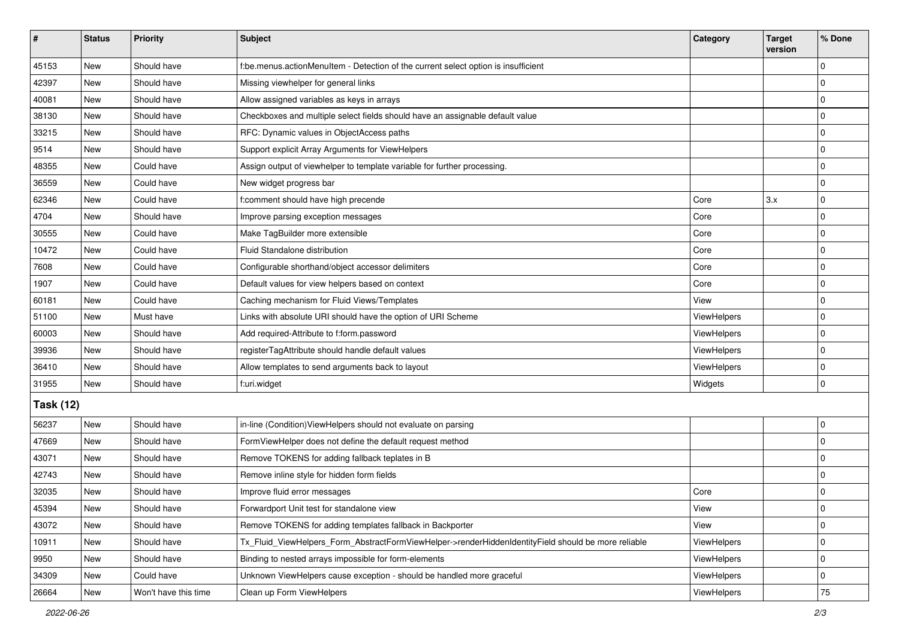| # | Status | Priority | Subject | Category | Target version | % Done |
|---|---|---|---|---|---|---|
| 45153 | New | Should have | f:be.menus.actionMenuItem - Detection of the current select option is insufficient | | | 0 |
| 42397 | New | Should have | Missing viewhelper for general links | | | 0 |
| 40081 | New | Should have | Allow assigned variables as keys in arrays | | | 0 |
| 38130 | New | Should have | Checkboxes and multiple select fields should have an assignable default value | | | 0 |
| 33215 | New | Should have | RFC: Dynamic values in ObjectAccess paths | | | 0 |
| 9514 | New | Should have | Support explicit Array Arguments for ViewHelpers | | | 0 |
| 48355 | New | Could have | Assign output of viewhelper to template variable for further processing. | | | 0 |
| 36559 | New | Could have | New widget progress bar | | | 0 |
| 62346 | New | Could have | f:comment should have high precende | Core | 3.x | 0 |
| 4704 | New | Should have | Improve parsing exception messages | Core | | 0 |
| 30555 | New | Could have | Make TagBuilder more extensible | Core | | 0 |
| 10472 | New | Could have | Fluid Standalone distribution | Core | | 0 |
| 7608 | New | Could have | Configurable shorthand/object accessor delimiters | Core | | 0 |
| 1907 | New | Could have | Default values for view helpers based on context | Core | | 0 |
| 60181 | New | Could have | Caching mechanism for Fluid Views/Templates | View | | 0 |
| 51100 | New | Must have | Links with absolute URI should have the option of URI Scheme | ViewHelpers | | 0 |
| 60003 | New | Should have | Add required-Attribute to f:form.password | ViewHelpers | | 0 |
| 39936 | New | Should have | registerTagAttribute should handle default values | ViewHelpers | | 0 |
| 36410 | New | Should have | Allow templates to send arguments back to layout | ViewHelpers | | 0 |
| 31955 | New | Should have | f:uri.widget | Widgets | | 0 |
| **Task (12)** | | | | | | |
| 56237 | New | Should have | in-line (Condition)ViewHelpers should not evaluate on parsing | | | 0 |
| 47669 | New | Should have | FormViewHelper does not define the default request method | | | 0 |
| 43071 | New | Should have | Remove TOKENS for adding fallback teplates in B | | | 0 |
| 42743 | New | Should have | Remove inline style for hidden form fields | | | 0 |
| 32035 | New | Should have | Improve fluid error messages | Core | | 0 |
| 45394 | New | Should have | Forwardport Unit test for standalone view | View | | 0 |
| 43072 | New | Should have | Remove TOKENS for adding templates fallback in Backporter | View | | 0 |
| 10911 | New | Should have | Tx_Fluid_ViewHelpers_Form_AbstractFormViewHelper->renderHiddenIdentityField should be more reliable | ViewHelpers | | 0 |
| 9950 | New | Should have | Binding to nested arrays impossible for form-elements | ViewHelpers | | 0 |
| 34309 | New | Could have | Unknown ViewHelpers cause exception - should be handled more graceful | ViewHelpers | | 0 |
| 26664 | New | Won't have this time | Clean up Form ViewHelpers | ViewHelpers | | 75 |

2022-06-26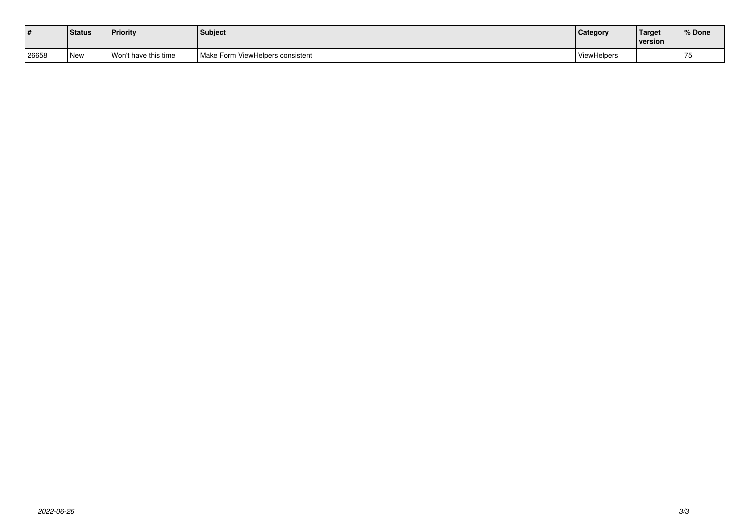| # | Status | Priority | Subject | Category | Target version | % Done |
|---|---|---|---|---|---|---|
| 26658 | New | Won't have this time | Make Form ViewHelpers consistent | ViewHelpers | | 75 |